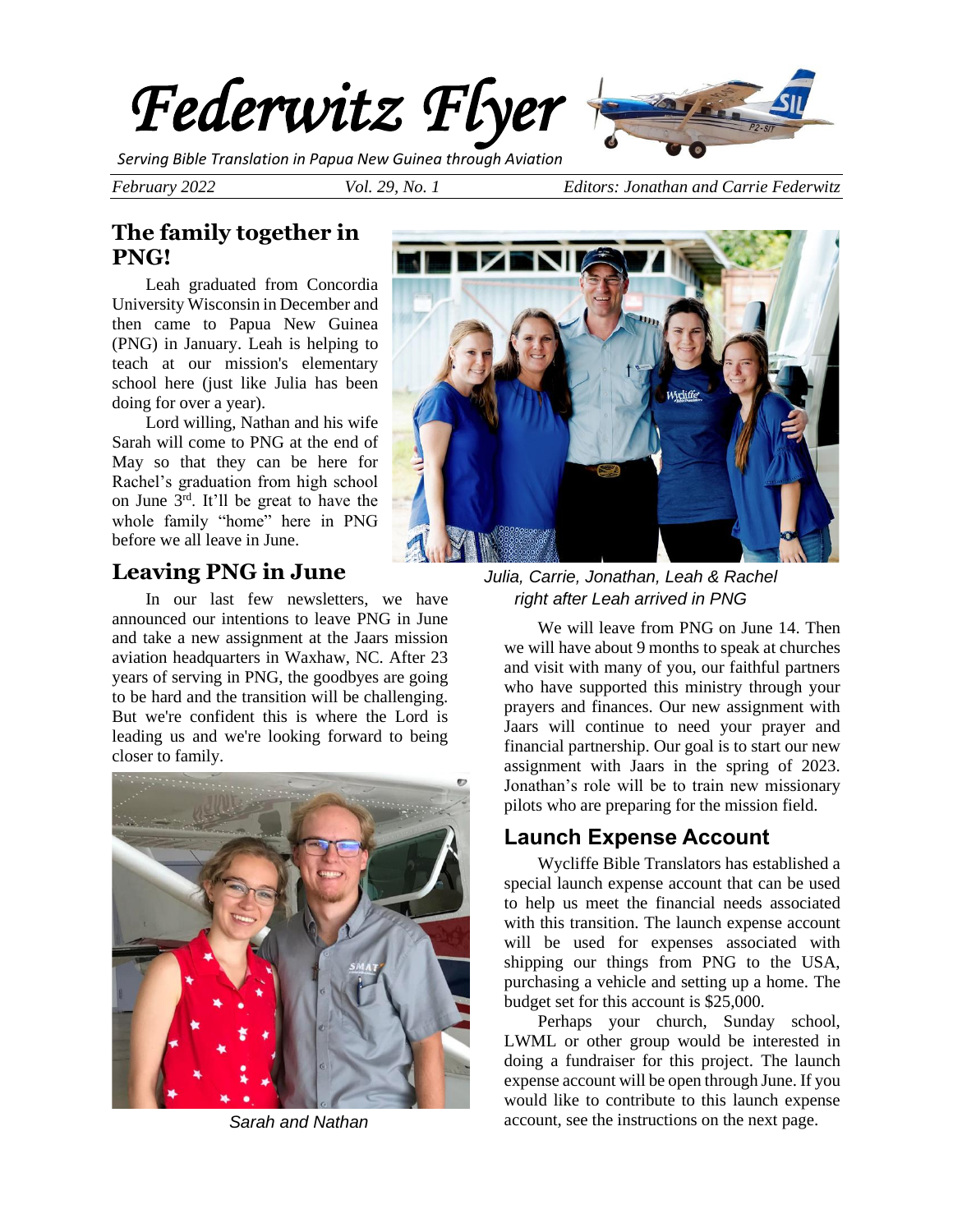# Federwitz Flyer

*Serving Bible Translation in Papua New Guinea through Aviation*

*February 2022* | *Vol. 29, No. 1* | *Editors: Jonathan and Carrie Federwitz*

## The family together in PNG!

Leah graduated from Concordia University Wisconsin in December and then came to Papua New Guinea (PNG) in January. Leah is helping to teach at our mission's elementary school here (just like Julia has been doing for over a year).

Lord willing, Nathan and his wife Sarah will come to PNG at the end of May so that they can be here for Rachel's graduation from high school on June 3rd. It'll be great to have the whole family "home" here in PNG before we all leave in June.

*Julia, Carrie, Jonathan, Leah & Rachel right after Leah arrived in PNG*

## Leaving PNG in June

In our last few newsletters, we have announced our intentions to leave PNG in June and take a new assignment at the Jaars mission aviation headquarters in Waxhaw, NC. After 23 years of serving in PNG, the goodbyes are going to be hard and the transition will be challenging. But we're confident this is where the Lord is leading us and we're looking forward to being closer to family.

*Sarah and Nathan*

We will leave from PNG on June 14. Then we will have about 9 months to speak at churches and visit with many of you, our faithful partners who have supported this ministry through your prayers and finances. Our new assignment with Jaars will continue to need your prayer and financial partnership. Our goal is to start our new assignment with Jaars in the spring of 2023. Jonathan's role will be to train new missionary pilots who are preparing for the mission field.

## Launch Expense Account

Wycliffe Bible Translators has established a special launch expense account that can be used to help us meet the financial needs associated with this transition. The launch expense account will be used for expenses associated with shipping our things from PNG to the USA, purchasing a vehicle and setting up a home. The budget set for this account is $25,000.

Perhaps your church, Sunday school, LWML or other group would be interested in doing a fundraiser for this project. The launch expense account will be open through June. If you would like to contribute to this launch expense account, see the instructions on the next page.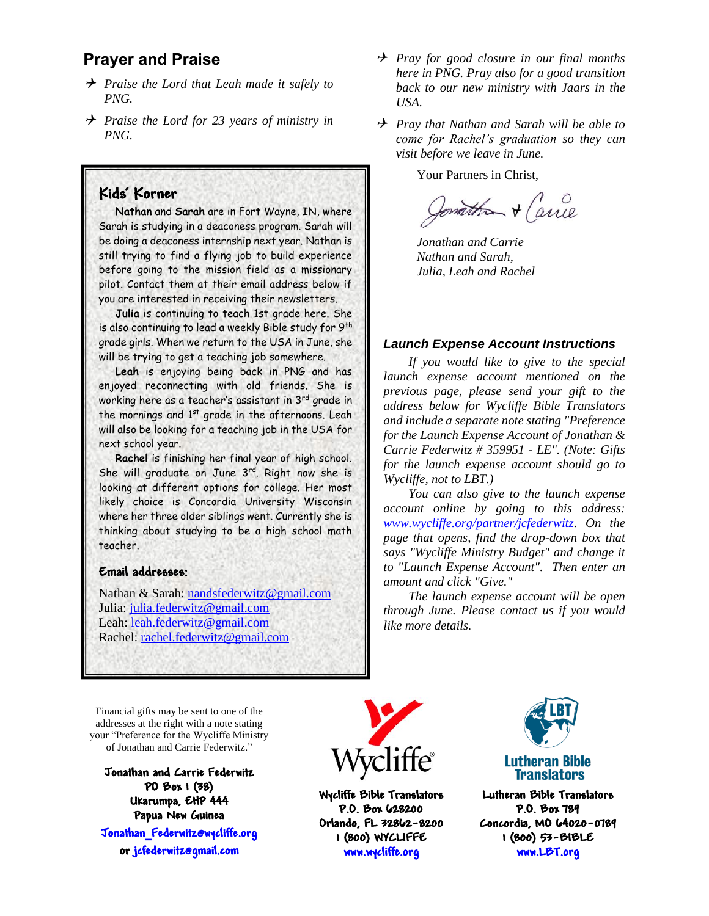## Prayer and Praise

- *Praise the Lord that Leah made it safely to PNG.*
- *Praise the Lord for 23 years of ministry in PNG.*
- *Pray for good closure in our final months here in PNG. Pray also for a good transition back to our new ministry with Jaars in the USA.*
- *Pray that Nathan and Sarah will be able to come for Rachel's graduation so they can visit before we leave in June.*

Your Partners in Christ,

Jonathan + Carrie

*Jonathan and Carrie*
*Nathan and Sarah,*
*Julia, Leah and Rachel*

### Kids' Korner

**Nathan** and **Sarah** are in Fort Wayne, IN, where Sarah is studying in a deaconess program. Sarah will be doing a deaconess internship next year. Nathan is still trying to find a flying job to build experience before going to the mission field as a missionary pilot. Contact them at their email address below if you are interested in receiving their newsletters.

**Julia** is continuing to teach 1st grade here. She is also continuing to lead a weekly Bible study for 9th grade girls. When we return to the USA in June, she will be trying to get a teaching job somewhere.

**Leah** is enjoying being back in PNG and has enjoyed reconnecting with old friends. She is working here as a teacher's assistant in 3rd grade in the mornings and 1st grade in the afternoons. Leah will also be looking for a teaching job in the USA for next school year.

**Rachel** is finishing her final year of high school. She will graduate on June 3rd. Right now she is looking at different options for college. Her most likely choice is Concordia University Wisconsin where her three older siblings went. Currently she is thinking about studying to be a high school math teacher.

**Email addresses:**

Nathan & Sarah: nandsfederwitz@gmail.com
Julia: julia.federwitz@gmail.com
Leah: leah.federwitz@gmail.com
Rachel: rachel.federwitz@gmail.com

### *Launch Expense Account Instructions*

*If you would like to give to the special launch expense account mentioned on the previous page, please send your gift to the address below for Wycliffe Bible Translators and include a separate note stating "Preference for the Launch Expense Account of Jonathan & Carrie Federwitz # 359951 - LE". (Note: Gifts for the launch expense account should go to Wycliffe, not to LBT.)*

*You can also give to the launch expense account online by going to this address: www.wycliffe.org/partner/jcfederwitz. On the page that opens, find the drop-down box that says "Wycliffe Ministry Budget" and change it to "Launch Expense Account". Then enter an amount and click "Give."*

*The launch expense account will be open through June. Please contact us if you would like more details.*

---

Financial gifts may be sent to one of the addresses at the right with a note stating your "Preference for the Wycliffe Ministry of Jonathan and Carrie Federwitz."

**Jonathan and Carrie Federwitz**
**PO Box 1 (38)**
**Ukarumpa, EHP 444**
**Papua New Guinea**
Jonathan_Federwitz@wycliffe.org
or jcfederwitz@gmail.com

Wycliffe

**Wycliffe Bible Translators**
**P.O. Box 628200**
**Orlando, FL 32862-8200**
**1 (800) WYCLIFFE**
www.wycliffe.org

LBT
Lutheran Bible Translators

**Lutheran Bible Translators**
**P.O. Box 789**
**Concordia, MO 64020-0789**
**1 (800) 53-BIBLE**
www.LBT.org